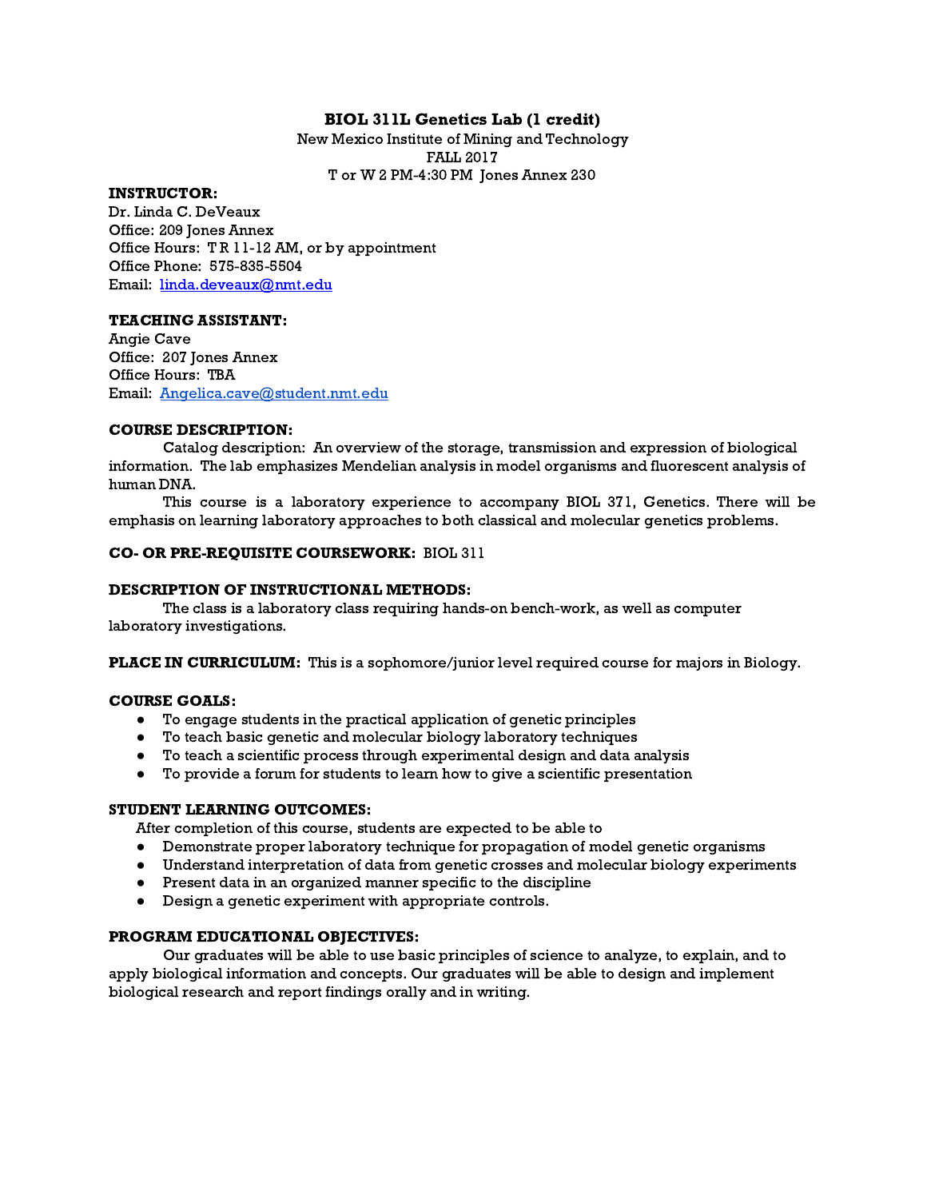# BIOL 311L Genetics Lab (1 credit)

New Mexico Institute of Mining and Technology
FALL 2017
T or W 2 PM-4:30 PM Jones Annex 230

**INSTRUCTOR:**
Dr. Linda C. DeVeaux
Office: 209 Jones Annex
Office Hours: T R 11-12 AM, or by appointment
Office Phone: 575-835-5504
Email: linda.deveaux@nmt.edu

**TEACHING ASSISTANT:**
Angie Cave
Office: 207 Jones Annex
Office Hours: TBA
Email: Angelica.cave@student.nmt.edu

**COURSE DESCRIPTION:**

Catalog description: An overview of the storage, transmission and expression of biological information. The lab emphasizes Mendelian analysis in model organisms and fluorescent analysis of human DNA.

This course is a laboratory experience to accompany BIOL 371, Genetics. There will be emphasis on learning laboratory approaches to both classical and molecular genetics problems.

**CO- OR PRE-REQUISITE COURSEWORK:** BIOL 311

**DESCRIPTION OF INSTRUCTIONAL METHODS:**

The class is a laboratory class requiring hands-on bench-work, as well as computer laboratory investigations.

**PLACE IN CURRICULUM:** This is a sophomore/junior level required course for majors in Biology.

**COURSE GOALS:**

- To engage students in the practical application of genetic principles
- To teach basic genetic and molecular biology laboratory techniques
- To teach a scientific process through experimental design and data analysis
- To provide a forum for students to learn how to give a scientific presentation

**STUDENT LEARNING OUTCOMES:**

After completion of this course, students are expected to be able to

- Demonstrate proper laboratory technique for propagation of model genetic organisms
- Understand interpretation of data from genetic crosses and molecular biology experiments
- Present data in an organized manner specific to the discipline
- Design a genetic experiment with appropriate controls.

**PROGRAM EDUCATIONAL OBJECTIVES:**

Our graduates will be able to use basic principles of science to analyze, to explain, and to apply biological information and concepts. Our graduates will be able to design and implement biological research and report findings orally and in writing.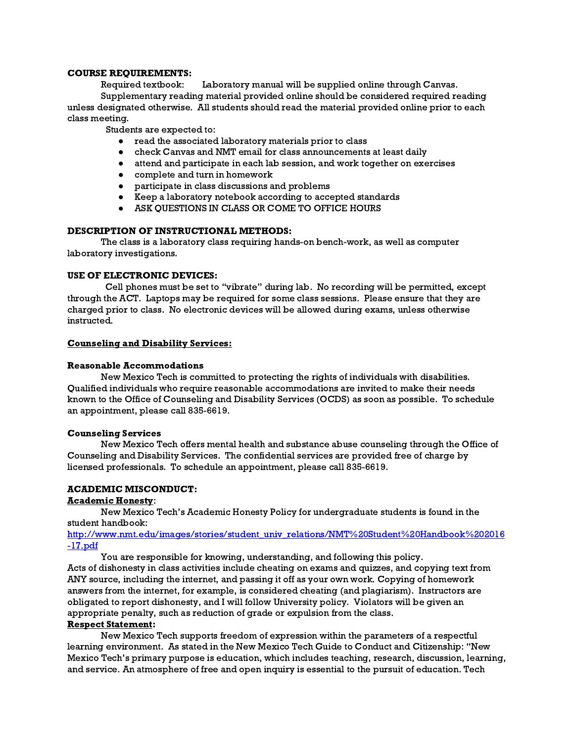**COURSE REQUIREMENTS:**

Required textbook: Laboratory manual will be supplied online through Canvas.

Supplementary reading material provided online should be considered required reading unless designated otherwise. All students should read the material provided online prior to each class meeting.

Students are expected to:

- read the associated laboratory materials prior to class
- check Canvas and NMT email for class announcements at least daily
- attend and participate in each lab session, and work together on exercises
- complete and turn in homework
- participate in class discussions and problems
- Keep a laboratory notebook according to accepted standards
- ASK QUESTIONS IN CLASS OR COME TO OFFICE HOURS

**DESCRIPTION OF INSTRUCTIONAL METHODS:**

The class is a laboratory class requiring hands-on bench-work, as well as computer laboratory investigations.

**USE OF ELECTRONIC DEVICES:**

Cell phones must be set to "vibrate" during lab. No recording will be permitted, except through the ACT. Laptops may be required for some class sessions. Please ensure that they are charged prior to class. No electronic devices will be allowed during exams, unless otherwise instructed.

**Counseling and Disability Services:**

**Reasonable Accommodations**

New Mexico Tech is committed to protecting the rights of individuals with disabilities. Qualified individuals who require reasonable accommodations are invited to make their needs known to the Office of Counseling and Disability Services (OCDS) as soon as possible. To schedule an appointment, please call 835-6619.

**Counseling Services**

New Mexico Tech offers mental health and substance abuse counseling through the Office of Counseling and Disability Services. The confidential services are provided free of charge by licensed professionals. To schedule an appointment, please call 835-6619.

**ACADEMIC MISCONDUCT:**

**Academic Honesty**:

New Mexico Tech's Academic Honesty Policy for undergraduate students is found in the student handbook:
http://www.nmt.edu/images/stories/student_univ_relations/NMT%20Student%20Handbook%202016-17.pdf

You are responsible for knowing, understanding, and following this policy. Acts of dishonesty in class activities include cheating on exams and quizzes, and copying text from ANY source, including the internet, and passing it off as your own work. Copying of homework answers from the internet, for example, is considered cheating (and plagiarism). Instructors are obligated to report dishonesty, and I will follow University policy. Violators will be given an appropriate penalty, such as reduction of grade or expulsion from the class.

**Respect Statement**:

New Mexico Tech supports freedom of expression within the parameters of a respectful learning environment. As stated in the New Mexico Tech Guide to Conduct and Citizenship: "New Mexico Tech's primary purpose is education, which includes teaching, research, discussion, learning, and service. An atmosphere of free and open inquiry is essential to the pursuit of education. Tech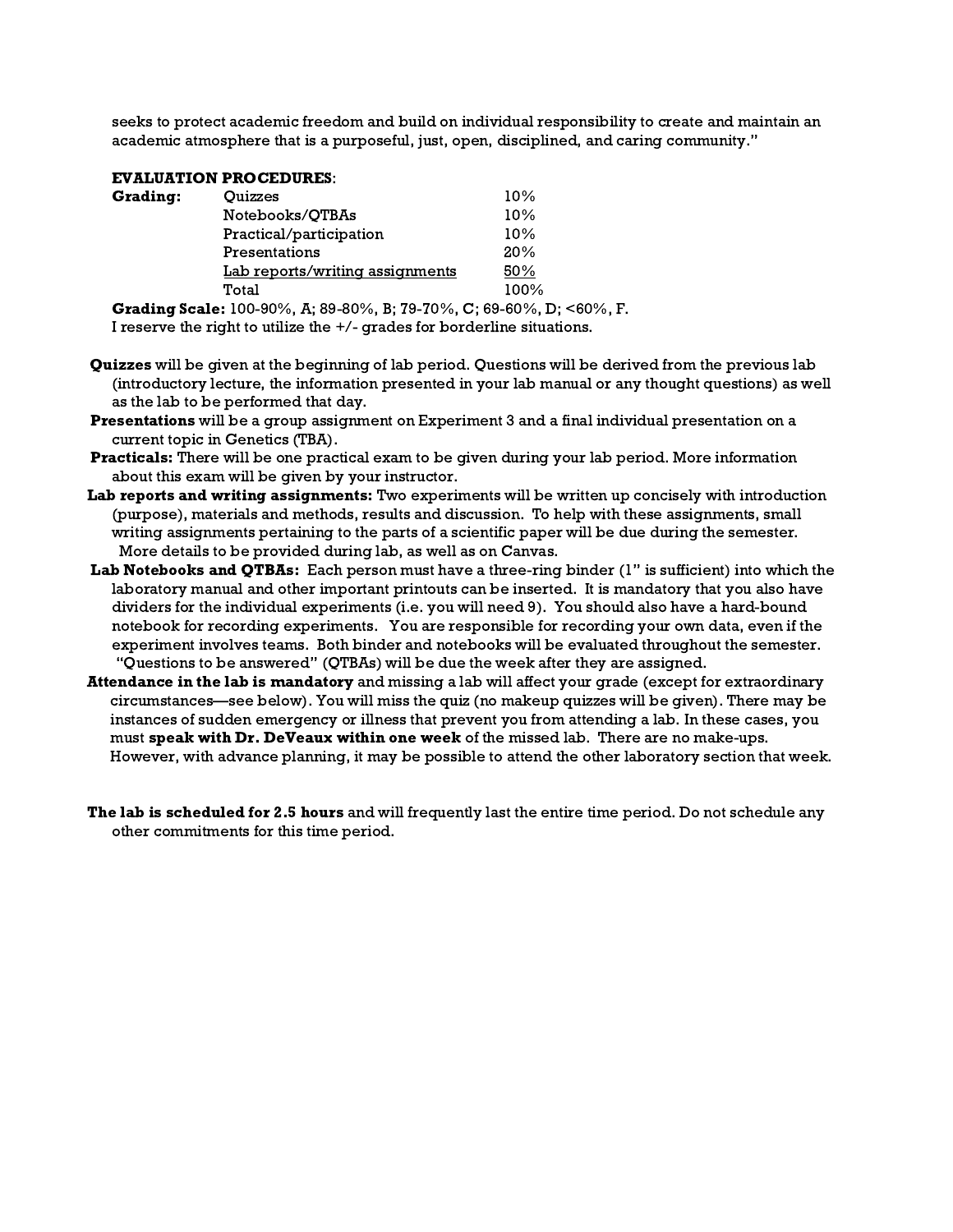seeks to protect academic freedom and build on individual responsibility to create and maintain an academic atmosphere that is a purposeful, just, open, disciplined, and caring community."

**EVALUATION PROCEDURES**:

| **Grading:** | | |
|---|---|---|
| | Quizzes | 10% |
| | Notebooks/QTBAs | 10% |
| | Practical/participation | 10% |
| | Presentations | 20% |
| | Lab reports/writing assignments | 50% |
| | Total | 100% |

**Grading Scale:** 100-90%, A; 89-80%, B; 79-70%, C; 69-60%, D; <60%, F.
I reserve the right to utilize the +/- grades for borderline situations.

**Quizzes** will be given at the beginning of lab period. Questions will be derived from the previous lab (introductory lecture, the information presented in your lab manual or any thought questions) as well as the lab to be performed that day.

**Presentations** will be a group assignment on Experiment 3 and a final individual presentation on a current topic in Genetics (TBA).

**Practicals:** There will be one practical exam to be given during your lab period. More information about this exam will be given by your instructor.

**Lab reports and writing assignments:** Two experiments will be written up concisely with introduction (purpose), materials and methods, results and discussion. To help with these assignments, small writing assignments pertaining to the parts of a scientific paper will be due during the semester. More details to be provided during lab, as well as on Canvas.

**Lab Notebooks and QTBAs:** Each person must have a three-ring binder (1" is sufficient) into which the laboratory manual and other important printouts can be inserted. It is mandatory that you also have dividers for the individual experiments (i.e. you will need 9). You should also have a hard-bound notebook for recording experiments. You are responsible for recording your own data, even if the experiment involves teams. Both binder and notebooks will be evaluated throughout the semester. "Questions to be answered" (QTBAs) will be due the week after they are assigned.

**Attendance in the lab is mandatory** and missing a lab will affect your grade (except for extraordinary circumstances—see below). You will miss the quiz (no makeup quizzes will be given). There may be instances of sudden emergency or illness that prevent you from attending a lab. In these cases, you must **speak with Dr. DeVeaux within one week** of the missed lab. There are no make-ups. However, with advance planning, it may be possible to attend the other laboratory section that week.

**The lab is scheduled for 2.5 hours** and will frequently last the entire time period. Do not schedule any other commitments for this time period.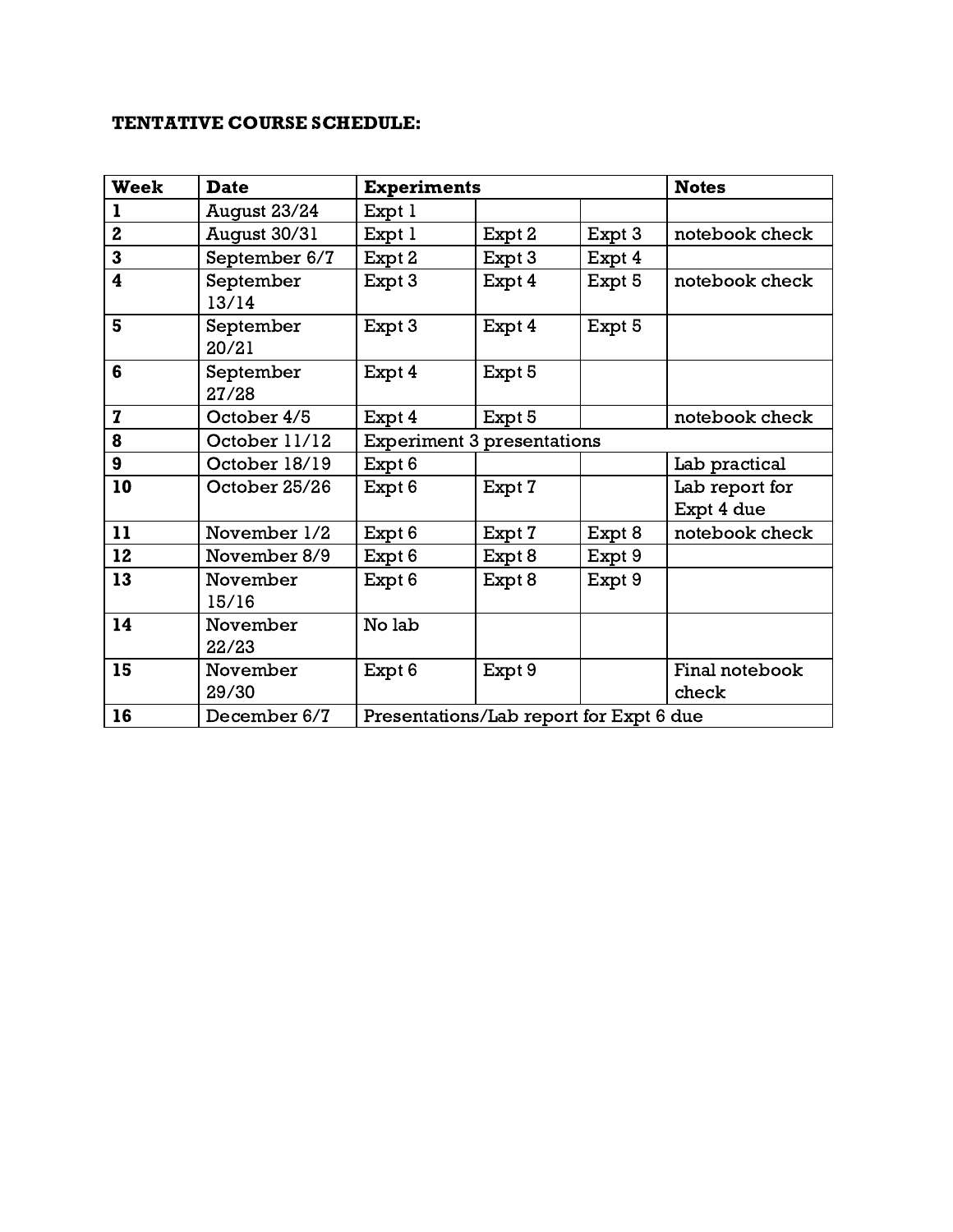**TENTATIVE COURSE SCHEDULE:**

| Week | Date | Experiments | | | Notes |
|---|---|---|---|---|---|
| **1** | August 23/24 | Expt 1 | | | |
| **2** | August 30/31 | Expt 1 | Expt 2 | Expt 3 | notebook check |
| **3** | September 6/7 | Expt 2 | Expt 3 | Expt 4 | |
| **4** | September 13/14 | Expt 3 | Expt 4 | Expt 5 | notebook check |
| **5** | September 20/21 | Expt 3 | Expt 4 | Expt 5 | |
| **6** | September 27/28 | Expt 4 | Expt 5 | | |
| **7** | October 4/5 | Expt 4 | Expt 5 | | notebook check |
| **8** | October 11/12 | Experiment 3 presentations | | | |
| **9** | October 18/19 | Expt 6 | | | Lab practical |
| **10** | October 25/26 | Expt 6 | Expt 7 | | Lab report for Expt 4 due |
| **11** | November 1/2 | Expt 6 | Expt 7 | Expt 8 | notebook check |
| **12** | November 8/9 | Expt 6 | Expt 8 | Expt 9 | |
| **13** | November 15/16 | Expt 6 | Expt 8 | Expt 9 | |
| **14** | November 22/23 | No lab | | | |
| **15** | November 29/30 | Expt 6 | Expt 9 | | Final notebook check |
| **16** | December 6/7 | Presentations/Lab report for Expt 6 due | | | |